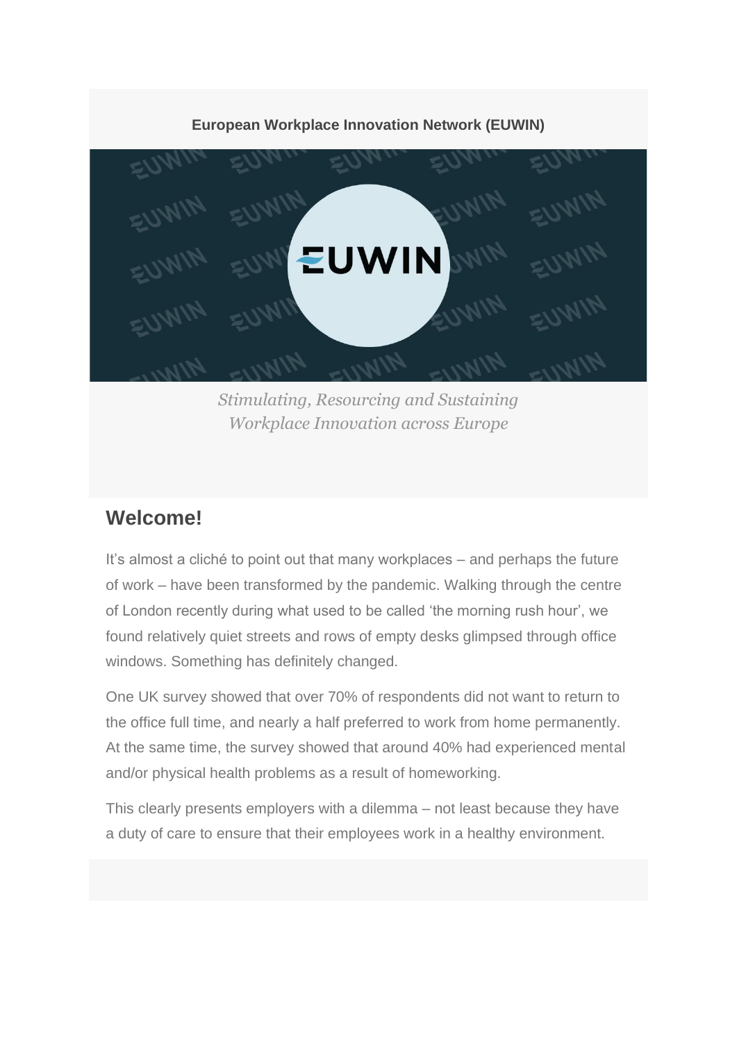**European Workplace Innovation Network (EUWIN)**

*Stimulating, Resourcing and Sustaining Workplace Innovation across Europe*

## Welcome!

It's almost a cliché to point out that many workplaces – and perhaps the future of work – have been transformed by the pandemic. Walking through the centre of London recently during what used to be called 'the morning rush hour', we found relatively quiet streets and rows of empty desks glimpsed through office windows. Something has definitely changed.

One UK survey showed that over 70% of respondents did not want to return to the office full time, and nearly a half preferred to work from home permanently. At the same time, the survey showed that around 40% had experienced mental and/or physical health problems as a result of homeworking.

This clearly presents employers with a dilemma – not least because they have a duty of care to ensure that their employees work in a healthy environment.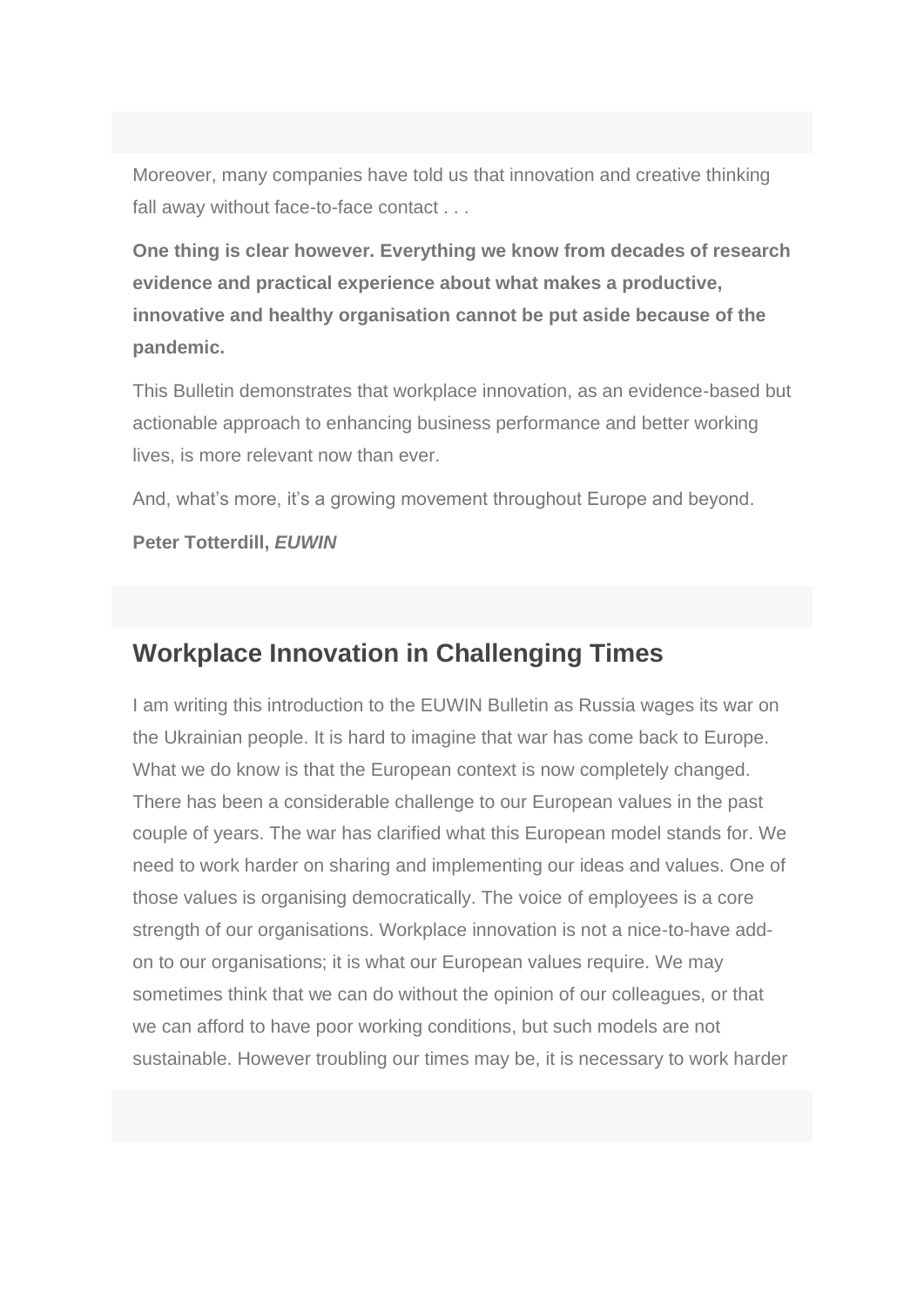Moreover, many companies have told us that innovation and creative thinking fall away without face-to-face contact . . .

**One thing is clear however. Everything we know from decades of research evidence and practical experience about what makes a productive, innovative and healthy organisation cannot be put aside because of the pandemic.**

This Bulletin demonstrates that workplace innovation, as an evidence-based but actionable approach to enhancing business performance and better working lives, is more relevant now than ever.

And, what's more, it's a growing movement throughout Europe and beyond.

**Peter Totterdill, *EUWIN***

## Workplace Innovation in Challenging Times

I am writing this introduction to the EUWIN Bulletin as Russia wages its war on the Ukrainian people. It is hard to imagine that war has come back to Europe. What we do know is that the European context is now completely changed. There has been a considerable challenge to our European values in the past couple of years. The war has clarified what this European model stands for. We need to work harder on sharing and implementing our ideas and values. One of those values is organising democratically. The voice of employees is a core strength of our organisations. Workplace innovation is not a nice-to-have add-on to our organisations; it is what our European values require. We may sometimes think that we can do without the opinion of our colleagues, or that we can afford to have poor working conditions, but such models are not sustainable. However troubling our times may be, it is necessary to work harder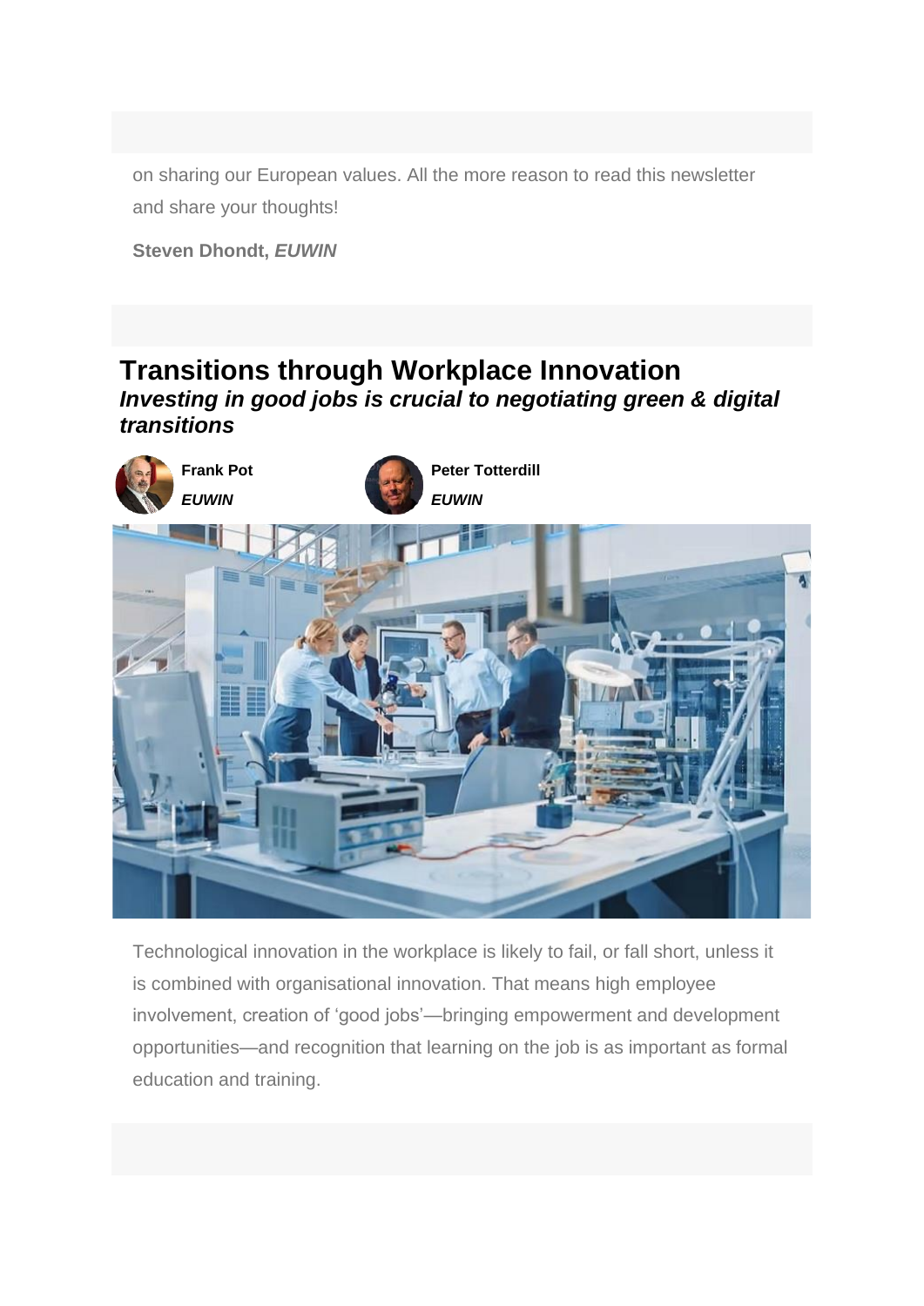on sharing our European values. All the more reason to read this newsletter and share your thoughts!

**Steven Dhondt, *EUWIN***

## Transitions through Workplace Innovation

***Investing in good jobs is crucial to negotiating green & digital transitions***

**Frank Pot**
***EUWIN***

**Peter Totterdill**
***EUWIN***

Technological innovation in the workplace is likely to fail, or fall short, unless it is combined with organisational innovation. That means high employee involvement, creation of 'good jobs'—bringing empowerment and development opportunities—and recognition that learning on the job is as important as formal education and training.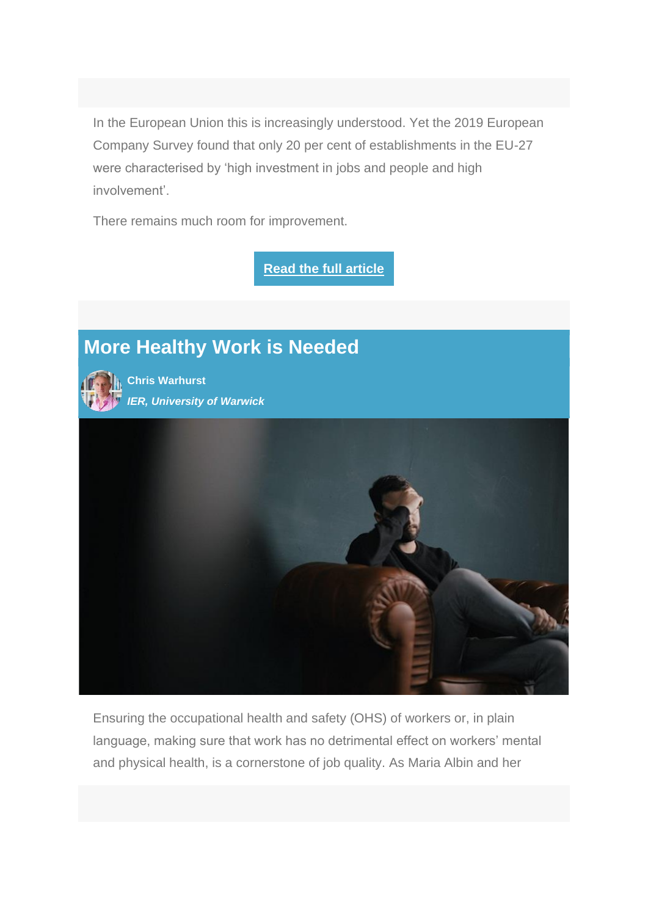In the European Union this is increasingly understood. Yet the 2019 European Company Survey found that only 20 per cent of establishments in the EU-27 were characterised by 'high investment in jobs and people and high involvement'.

There remains much room for improvement.

**Read the full article**

## More Healthy Work is Needed

**Chris Warhurst**

***IER, University of Warwick***

Ensuring the occupational health and safety (OHS) of workers or, in plain language, making sure that work has no detrimental effect on workers' mental and physical health, is a cornerstone of job quality. As Maria Albin and her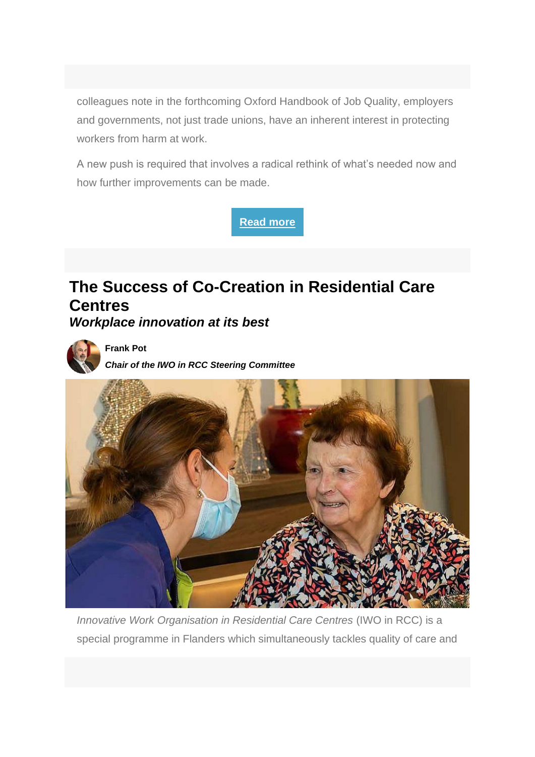colleagues note in the forthcoming Oxford Handbook of Job Quality, employers and governments, not just trade unions, have an inherent interest in protecting workers from harm at work.

A new push is required that involves a radical rethink of what's needed now and how further improvements can be made.

**Read more**

## The Success of Co-Creation in Residential Care Centres

***Workplace innovation at its best***

**Frank Pot**

***Chair of the IWO in RCC Steering Committee***

*Innovative Work Organisation in Residential Care Centres* (IWO in RCC) is a special programme in Flanders which simultaneously tackles quality of care and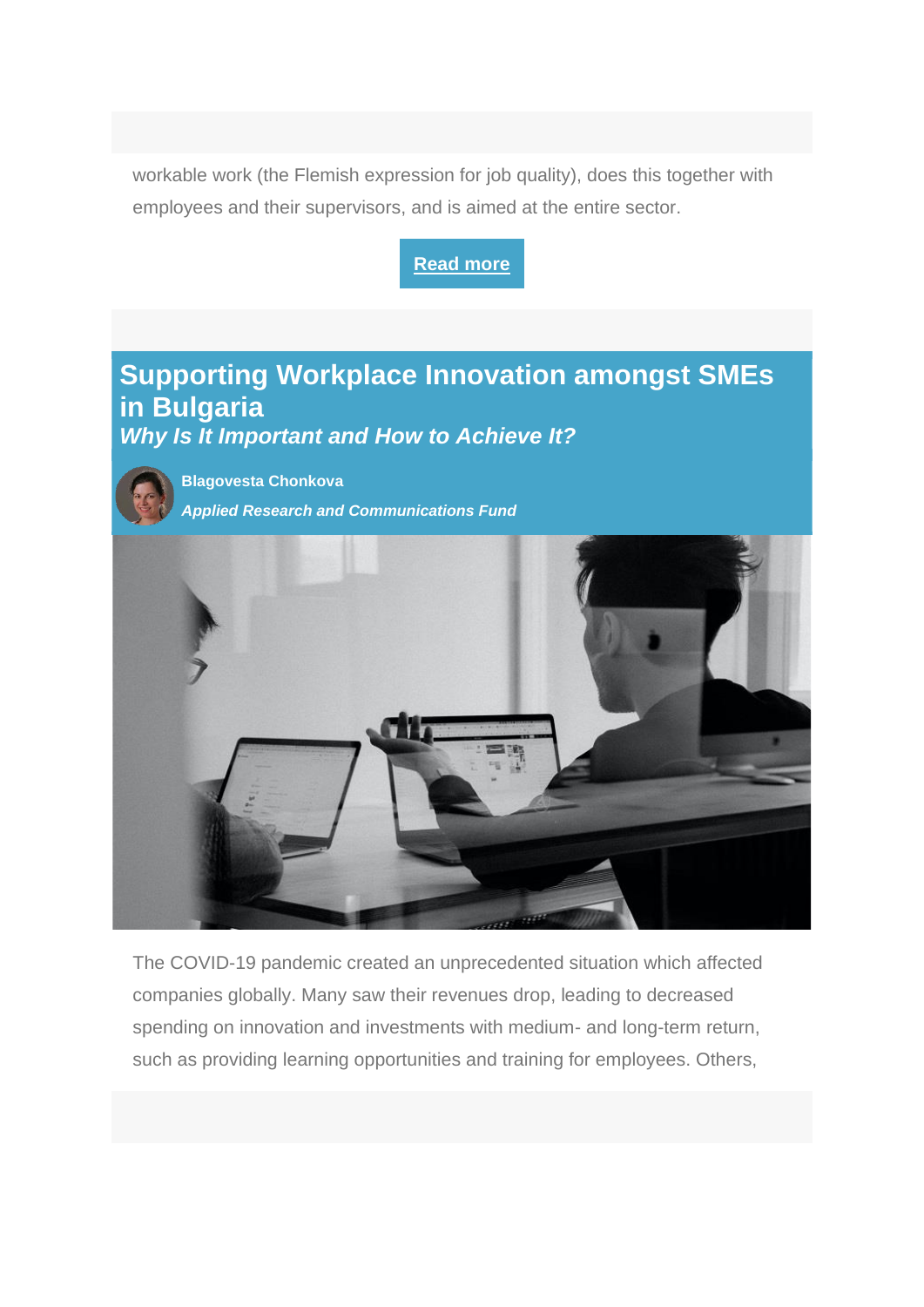workable work (the Flemish expression for job quality), does this together with employees and their supervisors, and is aimed at the entire sector.

**Read more**

## Supporting Workplace Innovation amongst SMEs in Bulgaria

***Why Is It Important and How to Achieve It?***

**Blagovesta Chonkova**

***Applied Research and Communications Fund***

The COVID-19 pandemic created an unprecedented situation which affected companies globally. Many saw their revenues drop, leading to decreased spending on innovation and investments with medium- and long-term return, such as providing learning opportunities and training for employees. Others,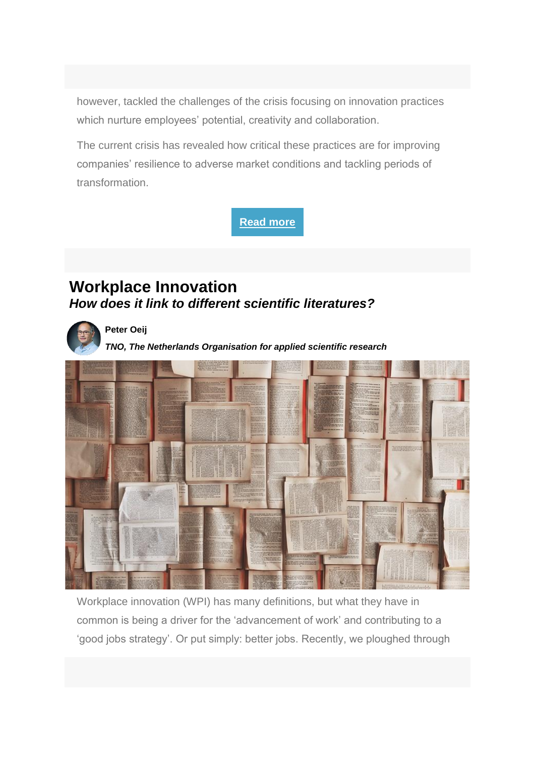however, tackled the challenges of the crisis focusing on innovation practices which nurture employees' potential, creativity and collaboration.

The current crisis has revealed how critical these practices are for improving companies' resilience to adverse market conditions and tackling periods of transformation.

**Read more**

## Workplace Innovation

### *How does it link to different scientific literatures?*

**Peter Oeij**

***TNO, The Netherlands Organisation for applied scientific research***

Workplace innovation (WPI) has many definitions, but what they have in common is being a driver for the 'advancement of work' and contributing to a 'good jobs strategy'. Or put simply: better jobs. Recently, we ploughed through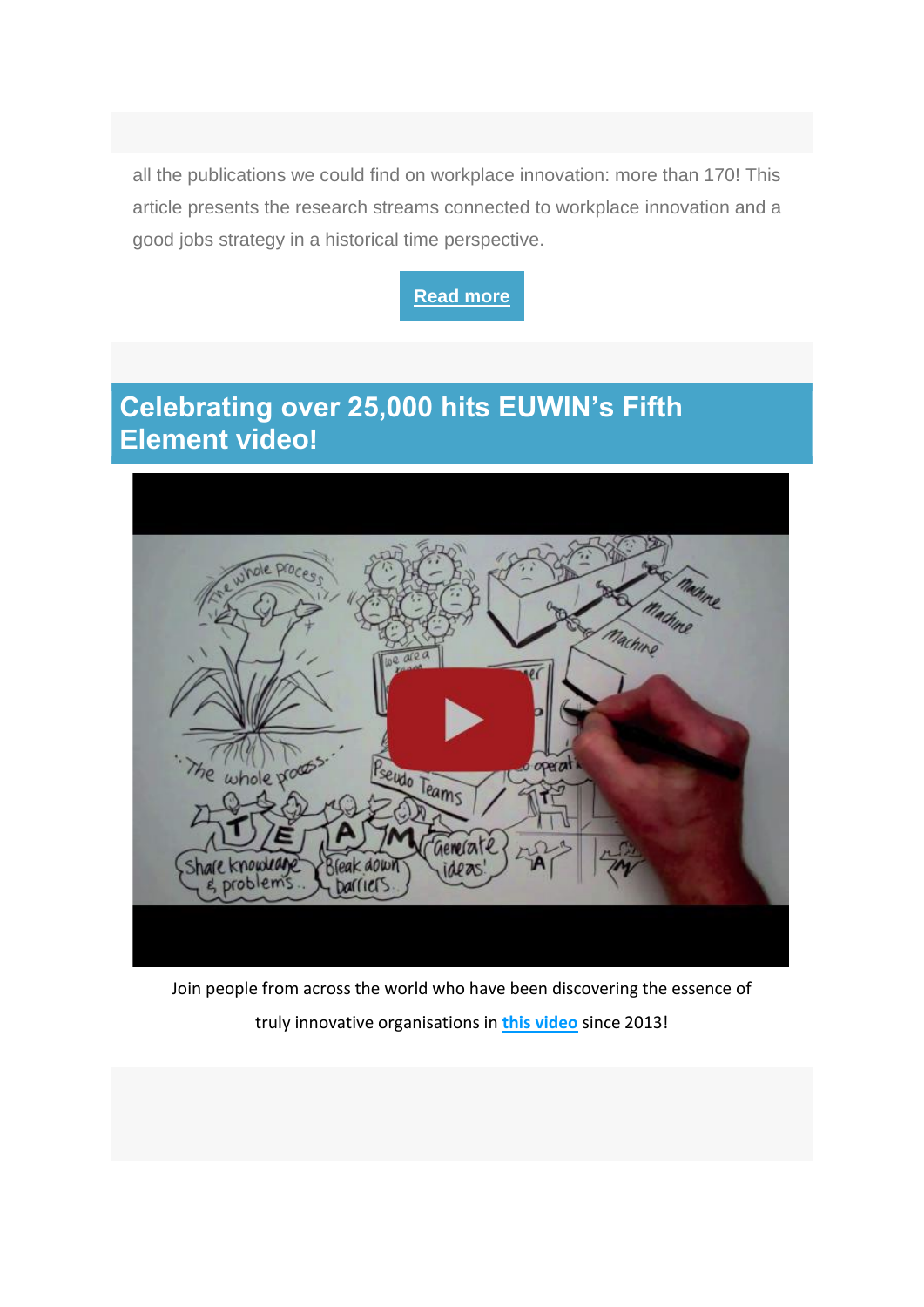all the publications we could find on workplace innovation: more than 170! This article presents the research streams connected to workplace innovation and a good jobs strategy in a historical time perspective.

**Read more**

## Celebrating over 25,000 hits EUWIN's Fifth Element video!

Join people from across the world who have been discovering the essence of truly innovative organisations in **this video** since 2013!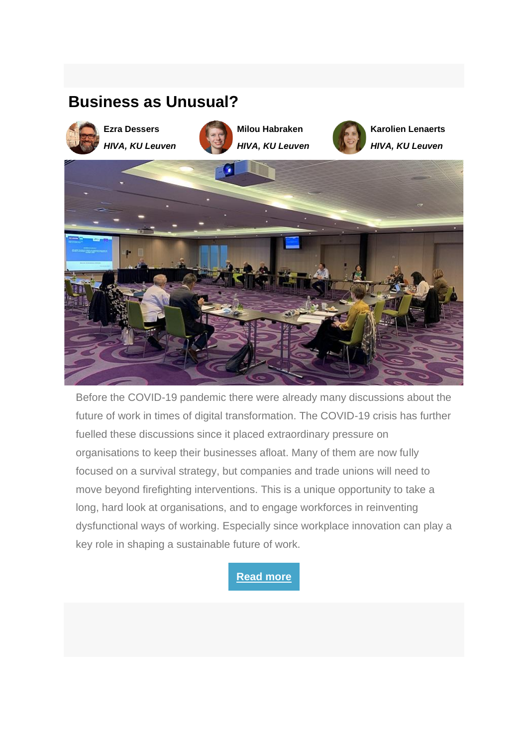## Business as Unusual?

**Ezra Dessers**
***HIVA, KU Leuven***

**Milou Habraken**
***HIVA, KU Leuven***

**Karolien Lenaerts**
***HIVA, KU Leuven***

Before the COVID-19 pandemic there were already many discussions about the future of work in times of digital transformation. The COVID-19 crisis has further fuelled these discussions since it placed extraordinary pressure on organisations to keep their businesses afloat. Many of them are now fully focused on a survival strategy, but companies and trade unions will need to move beyond firefighting interventions. This is a unique opportunity to take a long, hard look at organisations, and to engage workforces in reinventing dysfunctional ways of working. Especially since workplace innovation can play a key role in shaping a sustainable future of work.

**Read more**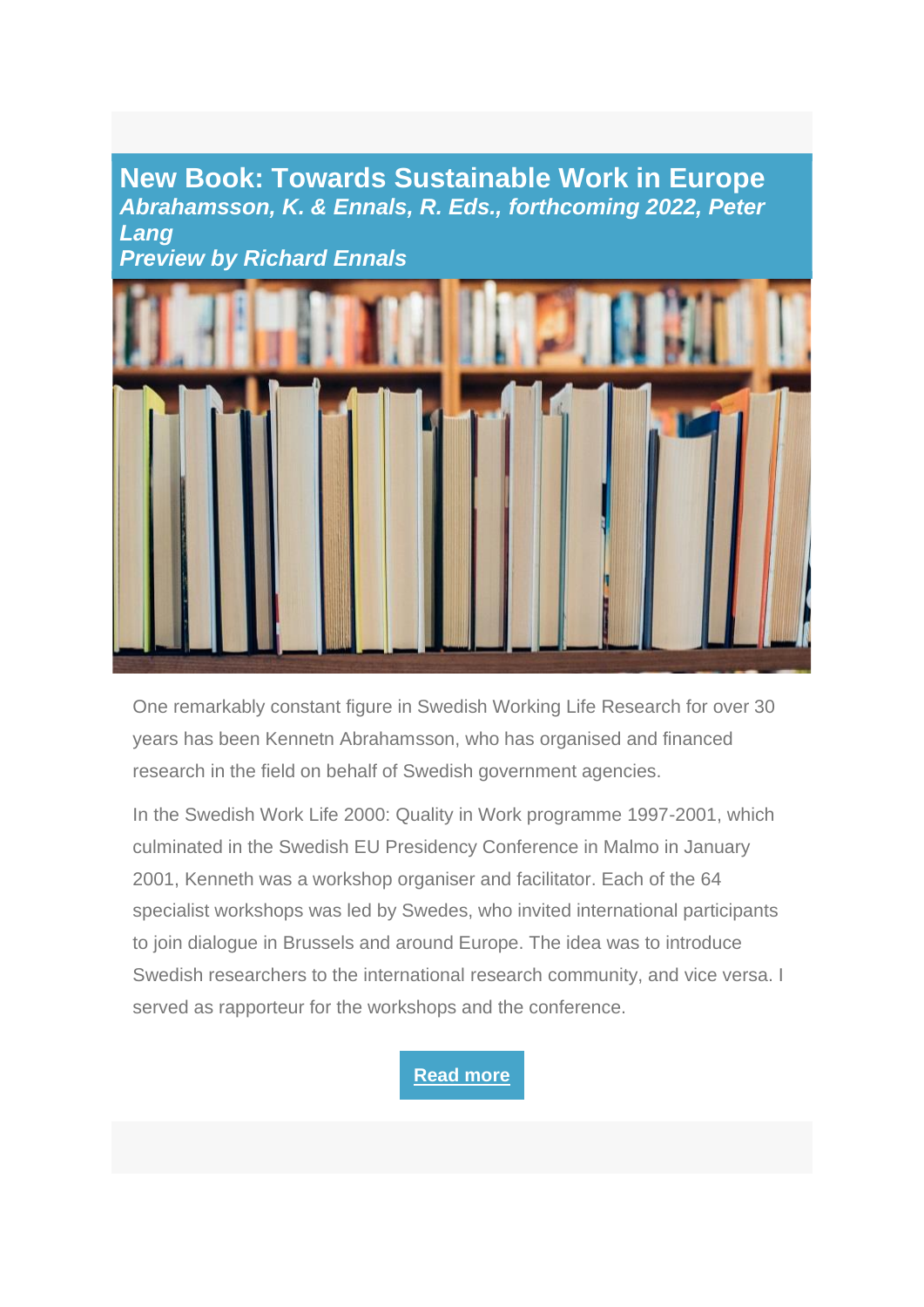## New Book: Towards Sustainable Work in Europe

***Abrahamsson, K. & Ennals, R. Eds., forthcoming 2022, Peter Lang***

***Preview by Richard Ennals***

One remarkably constant figure in Swedish Working Life Research for over 30 years has been Kennetn Abrahamsson, who has organised and financed research in the field on behalf of Swedish government agencies.

In the Swedish Work Life 2000: Quality in Work programme 1997-2001, which culminated in the Swedish EU Presidency Conference in Malmo in January 2001, Kenneth was a workshop organiser and facilitator. Each of the 64 specialist workshops was led by Swedes, who invited international participants to join dialogue in Brussels and around Europe. The idea was to introduce Swedish researchers to the international research community, and vice versa. I served as rapporteur for the workshops and the conference.

**Read more**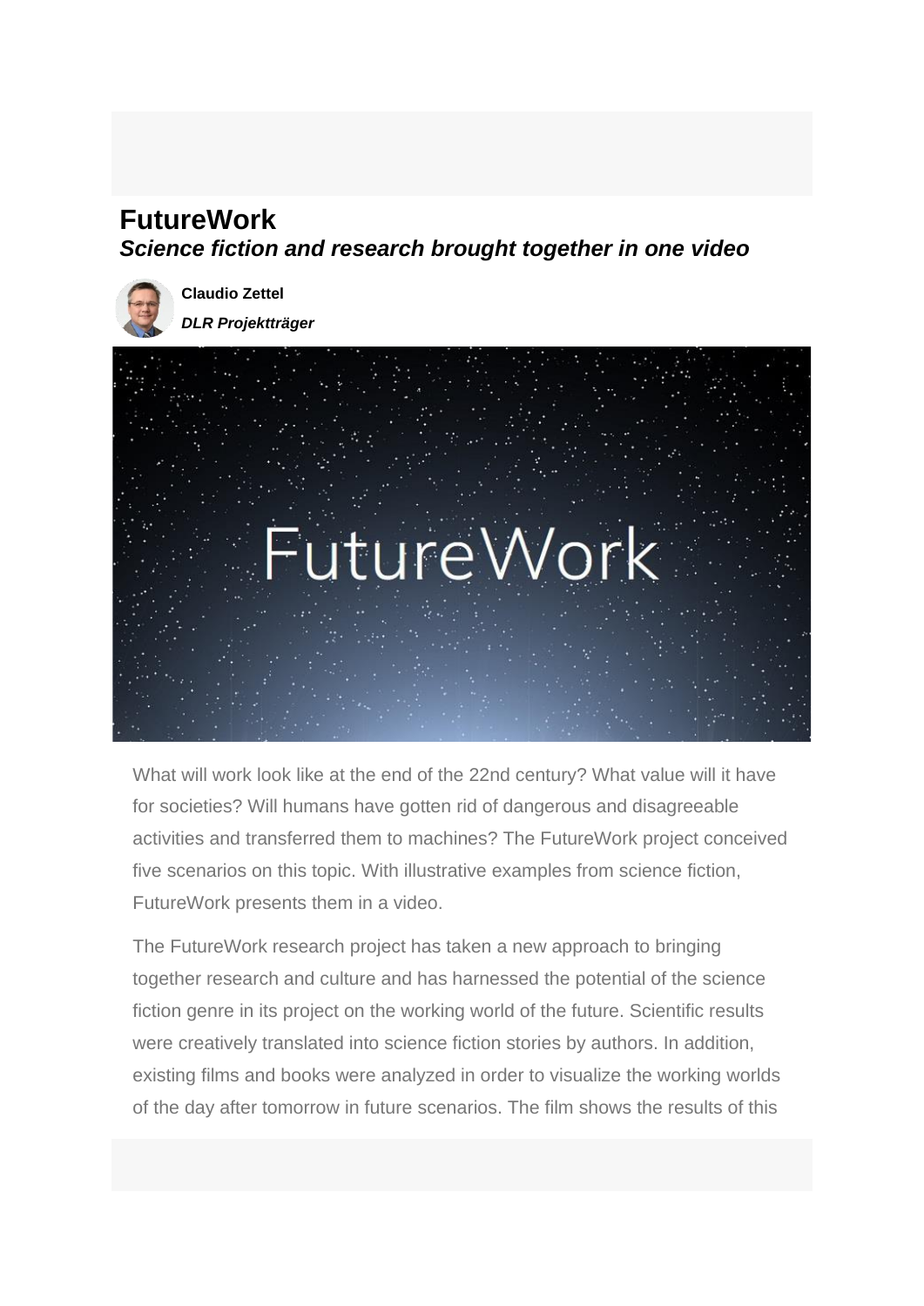# FutureWork

***Science fiction and research brought together in one video***

**Claudio Zettel**

***DLR Projektträger***

What will work look like at the end of the 22nd century? What value will it have for societies? Will humans have gotten rid of dangerous and disagreeable activities and transferred them to machines? The FutureWork project conceived five scenarios on this topic. With illustrative examples from science fiction, FutureWork presents them in a video.

The FutureWork research project has taken a new approach to bringing together research and culture and has harnessed the potential of the science fiction genre in its project on the working world of the future. Scientific results were creatively translated into science fiction stories by authors. In addition, existing films and books were analyzed in order to visualize the working worlds of the day after tomorrow in future scenarios. The film shows the results of this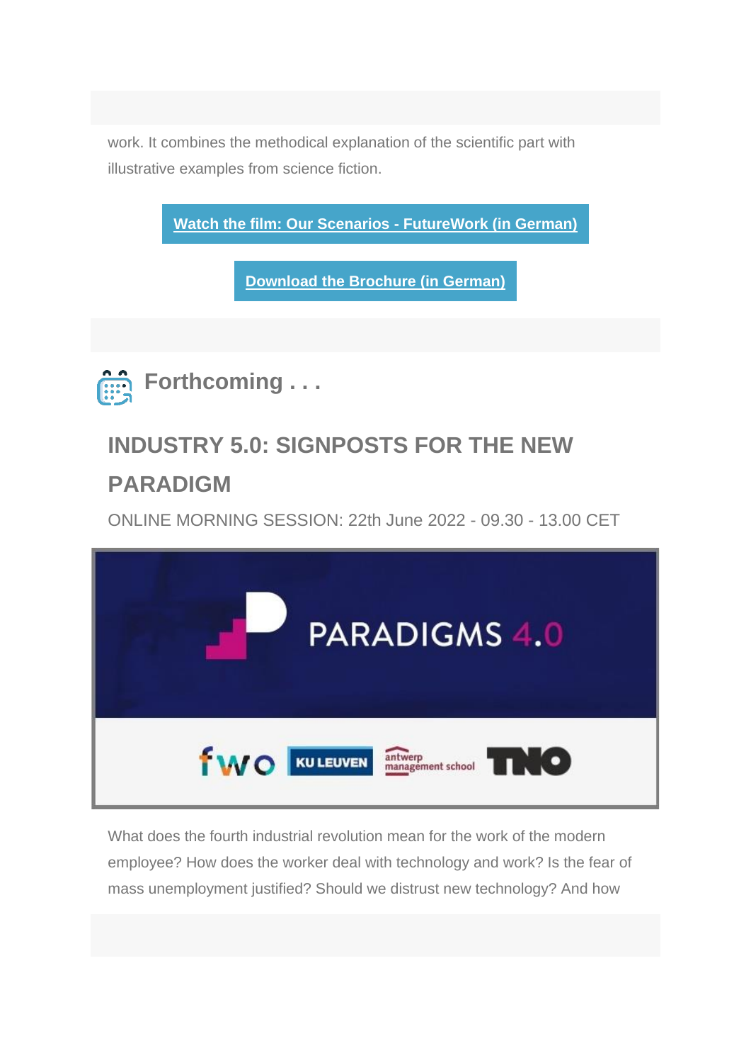work. It combines the methodical explanation of the scientific part with illustrative examples from science fiction.

**Watch the film: Our Scenarios - FutureWork (in German)**

**Download the Brochure (in German)**

## Forthcoming . . .

### INDUSTRY 5.0: SIGNPOSTS FOR THE NEW PARADIGM

ONLINE MORNING SESSION: 22th June 2022 - 09.30 - 13.00 CET

PARADIGMS 4.0

fwo KU LEUVEN antwerp management school TNO

What does the fourth industrial revolution mean for the work of the modern employee? How does the worker deal with technology and work? Is the fear of mass unemployment justified? Should we distrust new technology? And how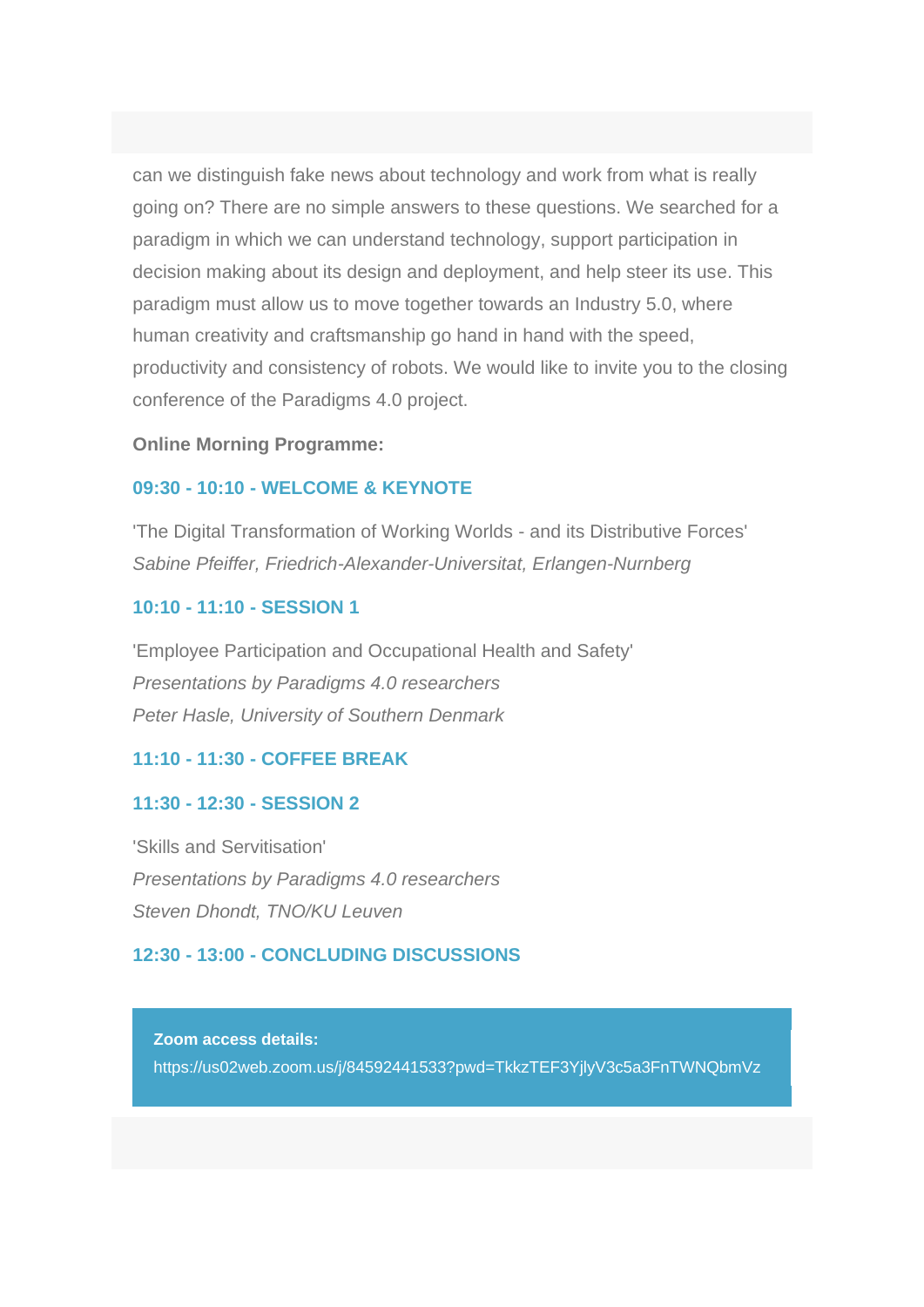can we distinguish fake news about technology and work from what is really going on? There are no simple answers to these questions. We searched for a paradigm in which we can understand technology, support participation in decision making about its design and deployment, and help steer its use. This paradigm must allow us to move together towards an Industry 5.0, where human creativity and craftsmanship go hand in hand with the speed, productivity and consistency of robots. We would like to invite you to the closing conference of the Paradigms 4.0 project.

**Online Morning Programme:**

**09:30 - 10:10 - WELCOME & KEYNOTE**

'The Digital Transformation of Working Worlds - and its Distributive Forces'
*Sabine Pfeiffer, Friedrich-Alexander-Universitat, Erlangen-Nurnberg*

**10:10 - 11:10 - SESSION 1**

'Employee Participation and Occupational Health and Safety'
*Presentations by Paradigms 4.0 researchers*
*Peter Hasle, University of Southern Denmark*

**11:10 - 11:30 - COFFEE BREAK**

**11:30 - 12:30 - SESSION 2**

'Skills and Servitisation'
*Presentations by Paradigms 4.0 researchers*
*Steven Dhondt, TNO/KU Leuven*

**12:30 - 13:00 - CONCLUDING DISCUSSIONS**

**Zoom access details:**
https://us02web.zoom.us/j/84592441533?pwd=TkkzTEF3YjlyV3c5a3FnTWNQbmVz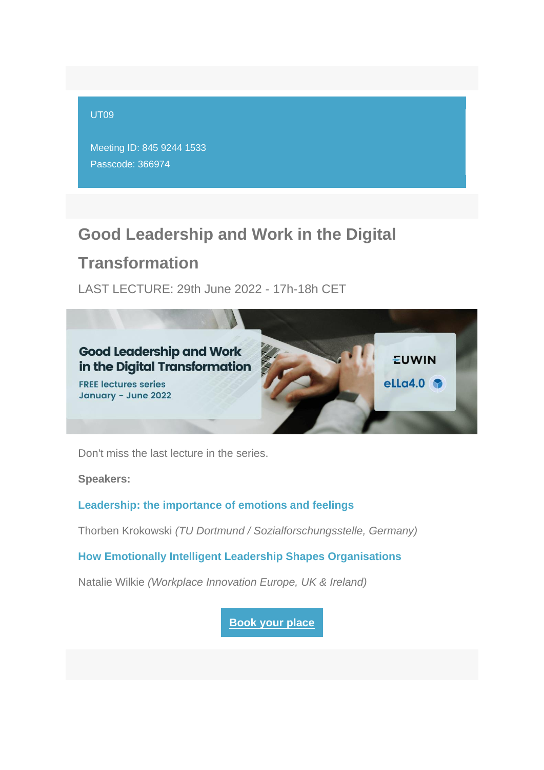UT09

Meeting ID: 845 9244 1533
Passcode: 366974

## Good Leadership and Work in the Digital Transformation

LAST LECTURE: 29th June 2022 - 17h-18h CET

Good Leadership and Work in the Digital Transformation

FREE lectures series
January - June 2022

EUWIN
eLLa4.0

Don't miss the last lecture in the series.

**Speakers:**

**Leadership: the importance of emotions and feelings**

Thorben Krokowski *(TU Dortmund / Sozialforschungsstelle, Germany)*

**How Emotionally Intelligent Leadership Shapes Organisations**

Natalie Wilkie *(Workplace Innovation Europe, UK & Ireland)*

**Book your place**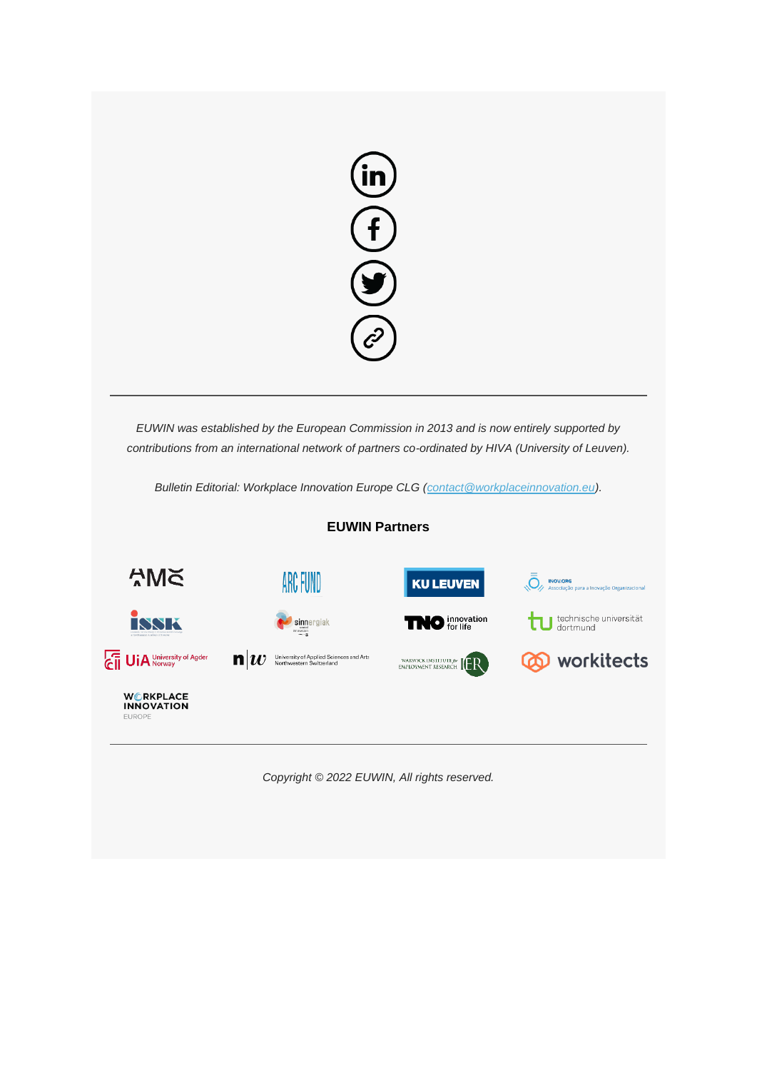*EUWIN was established by the European Commission in 2013 and is now entirely supported by contributions from an international network of partners co-ordinated by HIVA (University of Leuven).*

*Bulletin Editorial: Workplace Innovation Europe CLG (contact@workplaceinnovation.eu).*

**EUWIN Partners**

---

*Copyright © 2022 EUWIN, All rights reserved.*